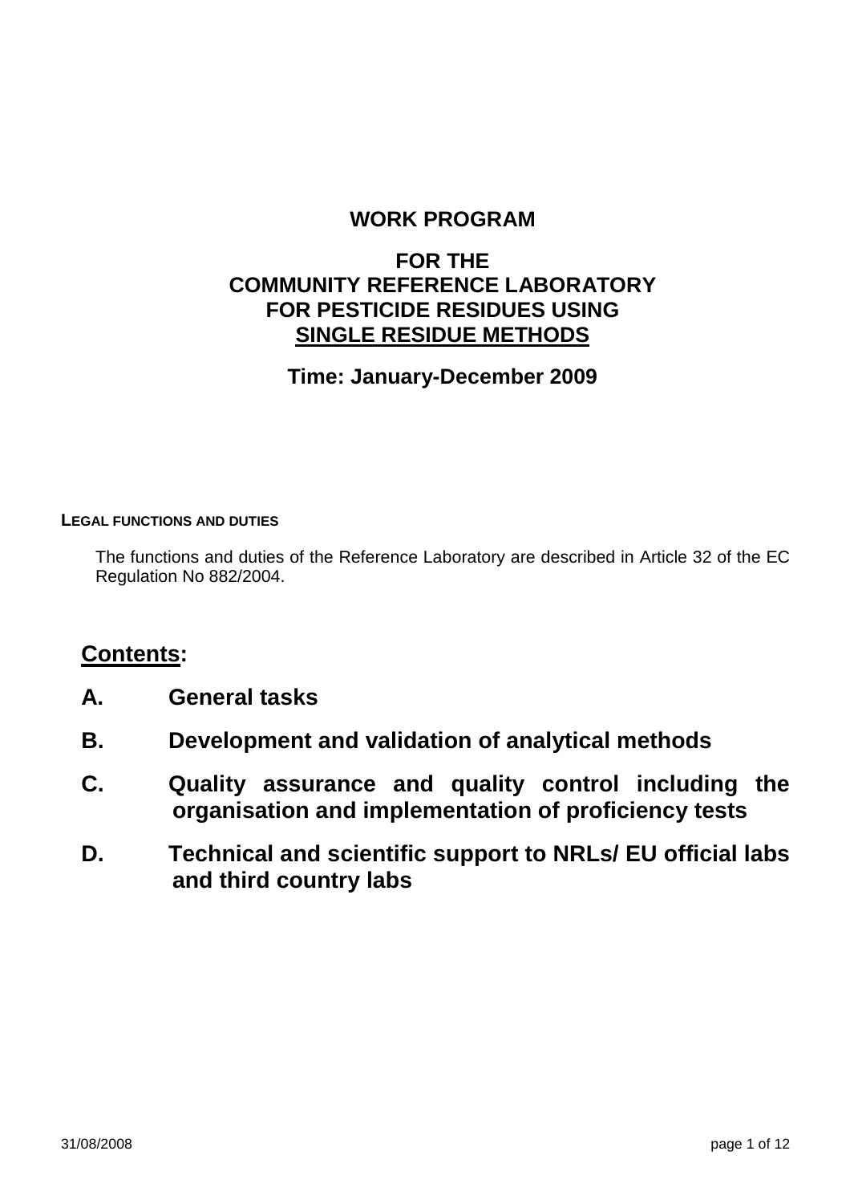# WORK PROGRAM

## FOR THE COMMUNITY REFERENCE LABORATORY FOR PESTICIDE RESIDUES USING SINGLE RESIDUE METHODS

**Time: January-December 2009**

### LEGAL FUNCTIONS AND DUTIES

The functions and duties of the Reference Laboratory are described in Article 32 of the EC Regulation No 882/2004.

## Contents:

**A. General tasks**

**B. Development and validation of analytical methods**

**C. Quality assurance and quality control including the organisation and implementation of proficiency tests**

**D. Technical and scientific support to NRLs/ EU official labs and third country labs**

31/08/2008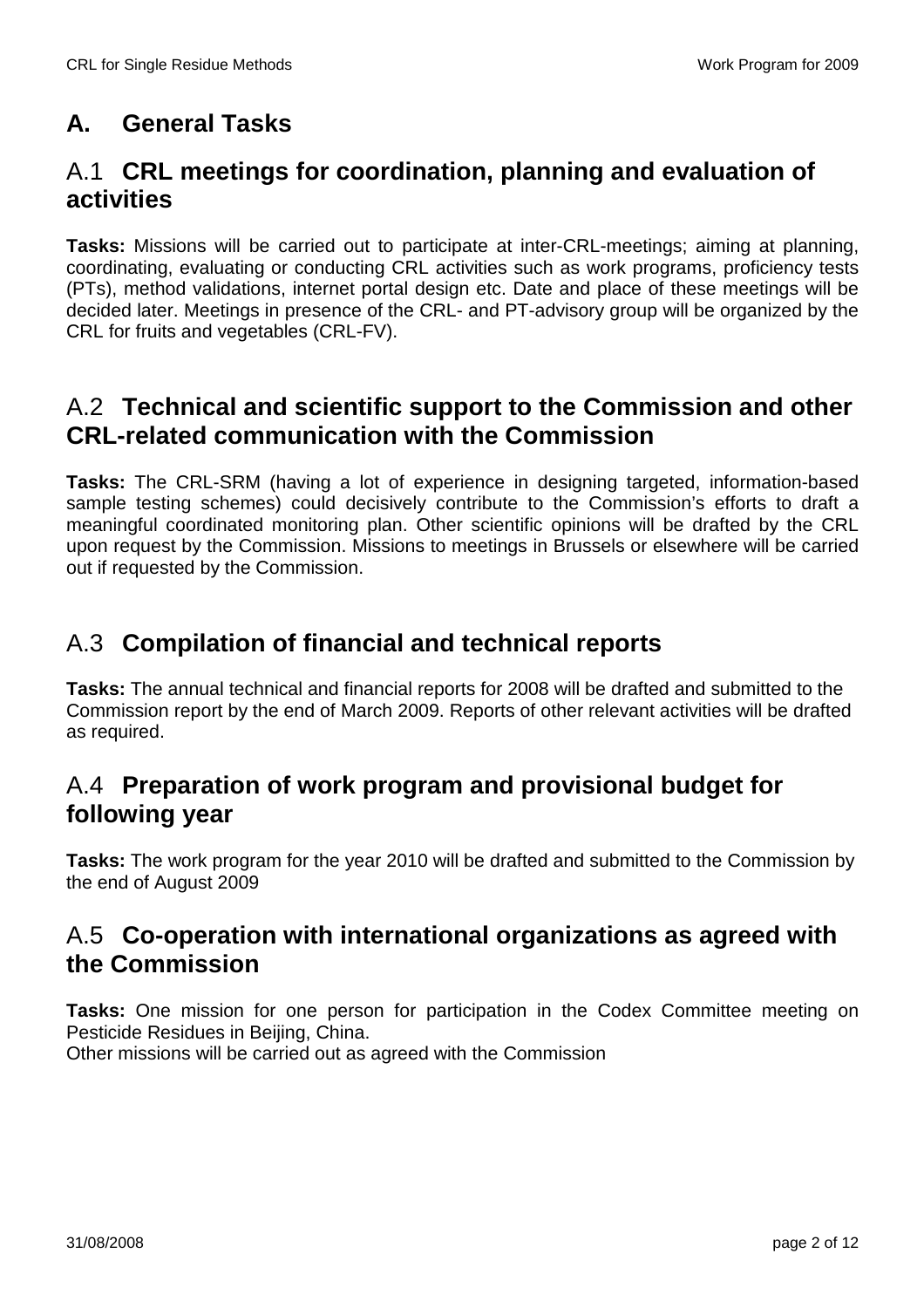# A. General Tasks

## A.1 CRL meetings for coordination, planning and evaluation of activities

**Tasks:** Missions will be carried out to participate at inter-CRL-meetings; aiming at planning, coordinating, evaluating or conducting CRL activities such as work programs, proficiency tests (PTs), method validations, internet portal design etc. Date and place of these meetings will be decided later. Meetings in presence of the CRL- and PT-advisory group will be organized by the CRL for fruits and vegetables (CRL-FV).

## A.2 Technical and scientific support to the Commission and other CRL-related communication with the Commission

**Tasks:** The CRL-SRM (having a lot of experience in designing targeted, information-based sample testing schemes) could decisively contribute to the Commission's efforts to draft a meaningful coordinated monitoring plan. Other scientific opinions will be drafted by the CRL upon request by the Commission. Missions to meetings in Brussels or elsewhere will be carried out if requested by the Commission.

## A.3 Compilation of financial and technical reports

**Tasks:** The annual technical and financial reports for 2008 will be drafted and submitted to the Commission report by the end of March 2009. Reports of other relevant activities will be drafted as required.

## A.4 Preparation of work program and provisional budget for following year

**Tasks:** The work program for the year 2010 will be drafted and submitted to the Commission by the end of August 2009

## A.5 Co-operation with international organizations as agreed with the Commission

**Tasks:** One mission for one person for participation in the Codex Committee meeting on Pesticide Residues in Beijing, China.
Other missions will be carried out as agreed with the Commission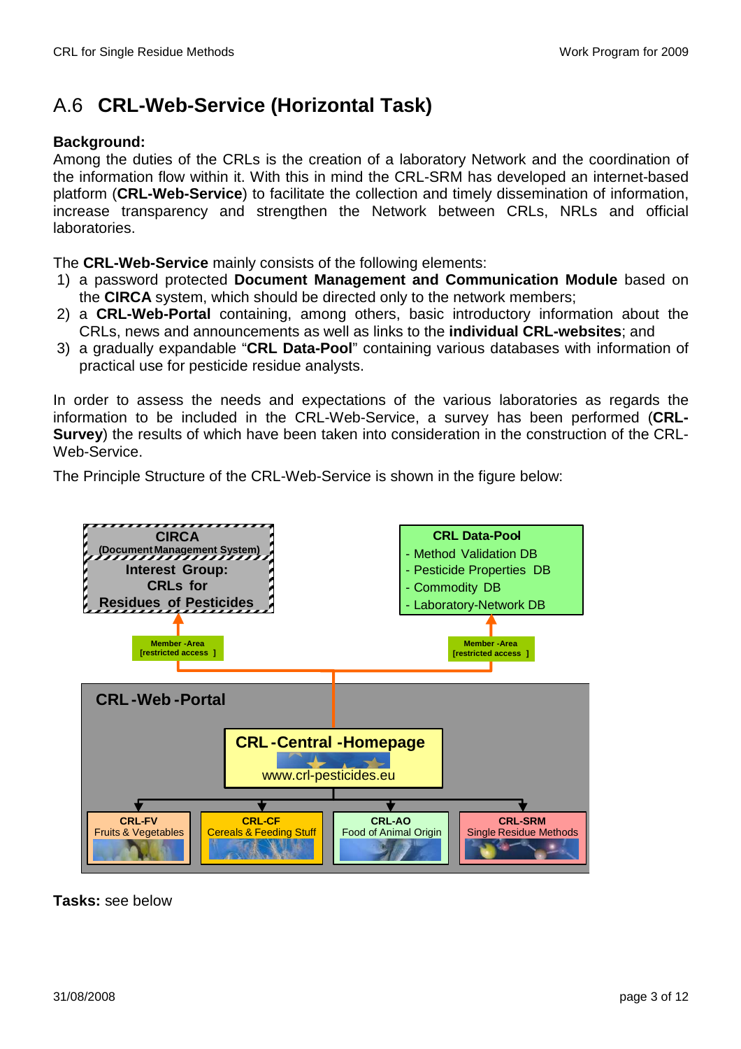# A.6 CRL-Web-Service (Horizontal Task)

**Background:**
Among the duties of the CRLs is the creation of a laboratory Network and the coordination of the information flow within it. With this in mind the CRL-SRM has developed an internet-based platform (**CRL-Web-Service**) to facilitate the collection and timely dissemination of information, increase transparency and strengthen the Network between CRLs, NRLs and official laboratories.

The **CRL-Web-Service** mainly consists of the following elements:

1) a password protected **Document Management and Communication Module** based on the **CIRCA** system, which should be directed only to the network members;
2) a **CRL-Web-Portal** containing, among others, basic introductory information about the CRLs, news and announcements as well as links to the **individual CRL-websites**; and
3) a gradually expandable "**CRL Data-Pool**" containing various databases with information of practical use for pesticide residue analysts.

In order to assess the needs and expectations of the various laboratories as regards the information to be included in the CRL-Web-Service, a survey has been performed (**CRL-Survey**) the results of which have been taken into consideration in the construction of the CRL-Web-Service.

The Principle Structure of the CRL-Web-Service is shown in the figure below:

**CIRCA** (Document Management System)
Interest Group: CRLs for Residues of Pesticides

**CRL Data-Pool**
- Method Validation DB
- Pesticide Properties DB
- Commodity DB
- Laboratory-Network DB

Member-Area [restricted access]

Member-Area [restricted access]

**CRL-Web-Portal**

**CRL-Central-Homepage**
www.crl-pesticides.eu

**CRL-FV** Fruits & Vegetables

**CRL-CF** Cereals & Feeding Stuff

**CRL-AO** Food of Animal Origin

**CRL-SRM** Single Residue Methods

**Tasks:** see below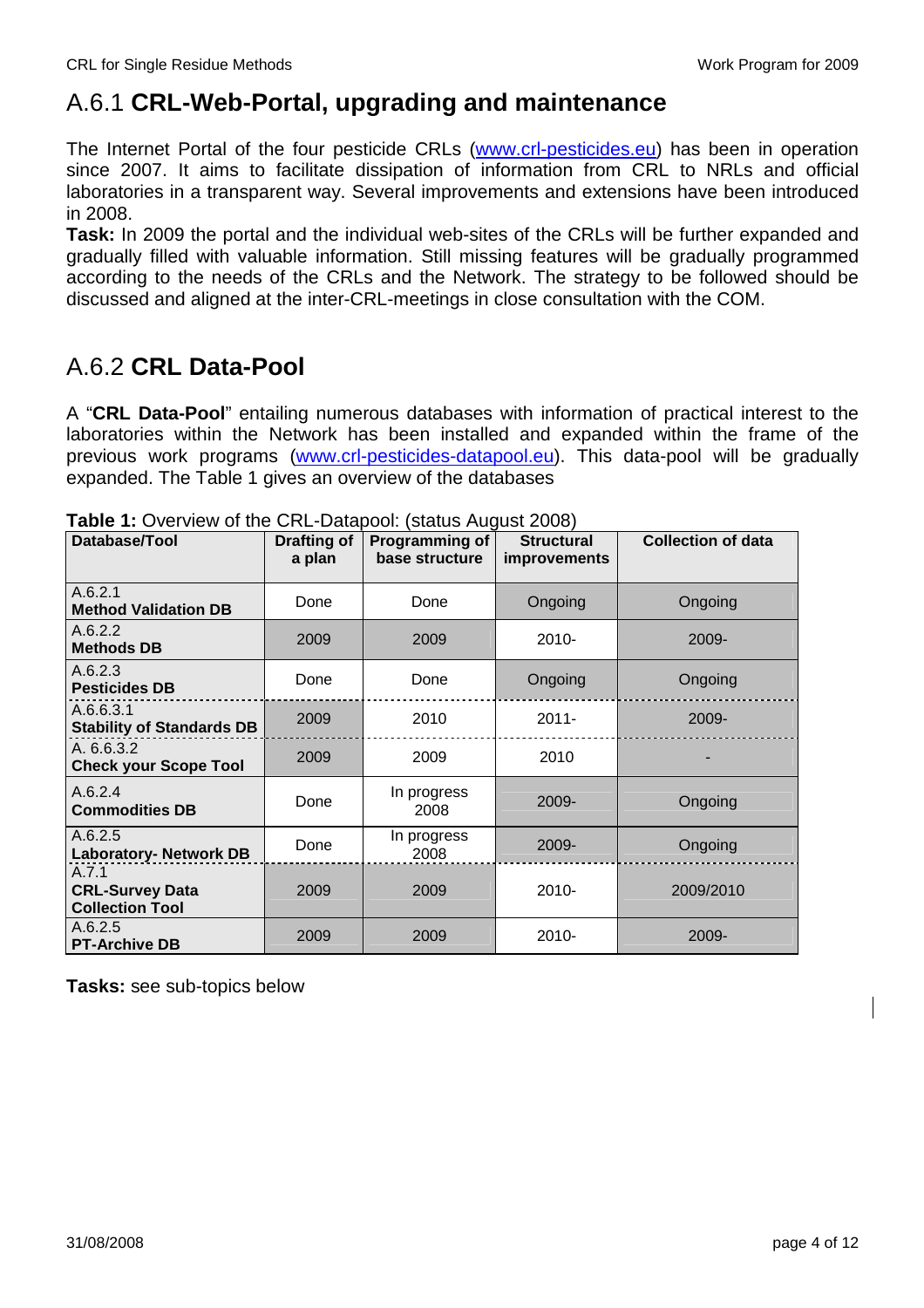## A.6.1 **CRL-Web-Portal, upgrading and maintenance**

The Internet Portal of the four pesticide CRLs (www.crl-pesticides.eu) has been in operation since 2007. It aims to facilitate dissipation of information from CRL to NRLs and official laboratories in a transparent way. Several improvements and extensions have been introduced in 2008.

**Task:** In 2009 the portal and the individual web-sites of the CRLs will be further expanded and gradually filled with valuable information. Still missing features will be gradually programmed according to the needs of the CRLs and the Network. The strategy to be followed should be discussed and aligned at the inter-CRL-meetings in close consultation with the COM.

## A.6.2 **CRL Data-Pool**

A "**CRL Data-Pool**" entailing numerous databases with information of practical interest to the laboratories within the Network has been installed and expanded within the frame of the previous work programs (www.crl-pesticides-datapool.eu). This data-pool will be gradually expanded. The Table 1 gives an overview of the databases

**Table 1:** Overview of the CRL-Datapool: (status August 2008)

| Database/Tool | Drafting of a plan | Programming of base structure | Structural improvements | Collection of data |
|---|---|---|---|---|
| A.6.2.1 **Method Validation DB** | Done | Done | Ongoing | Ongoing |
| A.6.2.2 **Methods DB** | 2009 | 2009 | 2010- | 2009- |
| A.6.2.3 **Pesticides DB** | Done | Done | Ongoing | Ongoing |
| A.6.6.3.1 **Stability of Standards DB** | 2009 | 2010 | 2011- | 2009- |
| A. 6.6.3.2 **Check your Scope Tool** | 2009 | 2009 | 2010 | - |
| A.6.2.4 **Commodities DB** | Done | In progress 2008 | 2009- | Ongoing |
| A.6.2.5 **Laboratory- Network DB** | Done | In progress 2008 | 2009- | Ongoing |
| A.7.1 **CRL-Survey Data Collection Tool** | 2009 | 2009 | 2010- | 2009/2010 |
| A.6.2.5 **PT-Archive DB** | 2009 | 2009 | 2010- | 2009- |

**Tasks:** see sub-topics below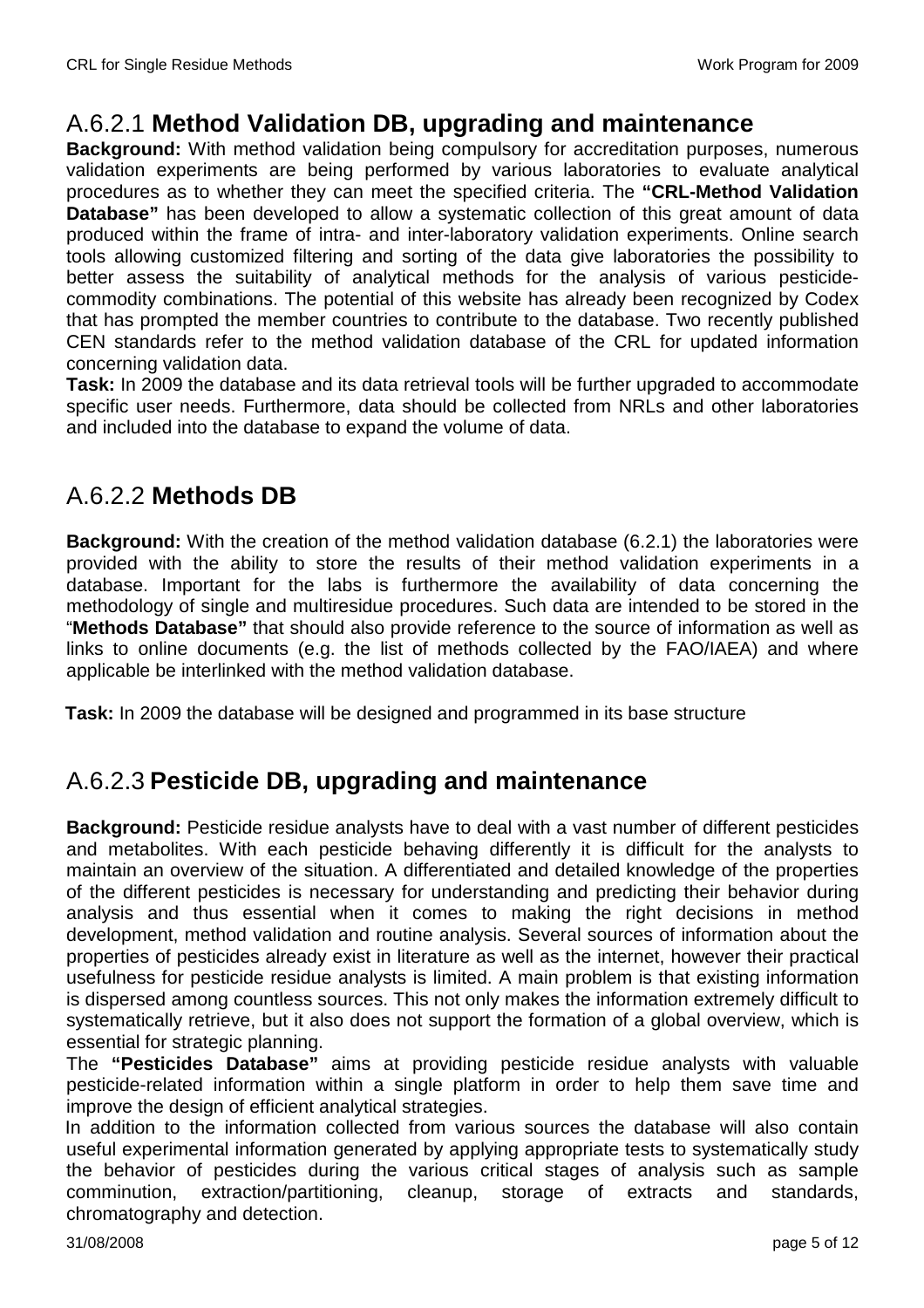## A.6.2.1 **Method Validation DB, upgrading and maintenance**

**Background:** With method validation being compulsory for accreditation purposes, numerous validation experiments are being performed by various laboratories to evaluate analytical procedures as to whether they can meet the specified criteria. The **"CRL-Method Validation Database"** has been developed to allow a systematic collection of this great amount of data produced within the frame of intra- and inter-laboratory validation experiments. Online search tools allowing customized filtering and sorting of the data give laboratories the possibility to better assess the suitability of analytical methods for the analysis of various pesticide-commodity combinations. The potential of this website has already been recognized by Codex that has prompted the member countries to contribute to the database. Two recently published CEN standards refer to the method validation database of the CRL for updated information concerning validation data.

**Task:** In 2009 the database and its data retrieval tools will be further upgraded to accommodate specific user needs. Furthermore, data should be collected from NRLs and other laboratories and included into the database to expand the volume of data.

## A.6.2.2 **Methods DB**

**Background:** With the creation of the method validation database (6.2.1) the laboratories were provided with the ability to store the results of their method validation experiments in a database. Important for the labs is furthermore the availability of data concerning the methodology of single and multiresidue procedures. Such data are intended to be stored in the "**Methods Database"** that should also provide reference to the source of information as well as links to online documents (e.g. the list of methods collected by the FAO/IAEA) and where applicable be interlinked with the method validation database.

**Task:** In 2009 the database will be designed and programmed in its base structure

## A.6.2.3 **Pesticide DB, upgrading and maintenance**

**Background:** Pesticide residue analysts have to deal with a vast number of different pesticides and metabolites. With each pesticide behaving differently it is difficult for the analysts to maintain an overview of the situation. A differentiated and detailed knowledge of the properties of the different pesticides is necessary for understanding and predicting their behavior during analysis and thus essential when it comes to making the right decisions in method development, method validation and routine analysis. Several sources of information about the properties of pesticides already exist in literature as well as the internet, however their practical usefulness for pesticide residue analysts is limited. A main problem is that existing information is dispersed among countless sources. This not only makes the information extremely difficult to systematically retrieve, but it also does not support the formation of a global overview, which is essential for strategic planning.

The **"Pesticides Database"** aims at providing pesticide residue analysts with valuable pesticide-related information within a single platform in order to help them save time and improve the design of efficient analytical strategies.

In addition to the information collected from various sources the database will also contain useful experimental information generated by applying appropriate tests to systematically study the behavior of pesticides during the various critical stages of analysis such as sample comminution, extraction/partitioning, cleanup, storage of extracts and standards, chromatography and detection.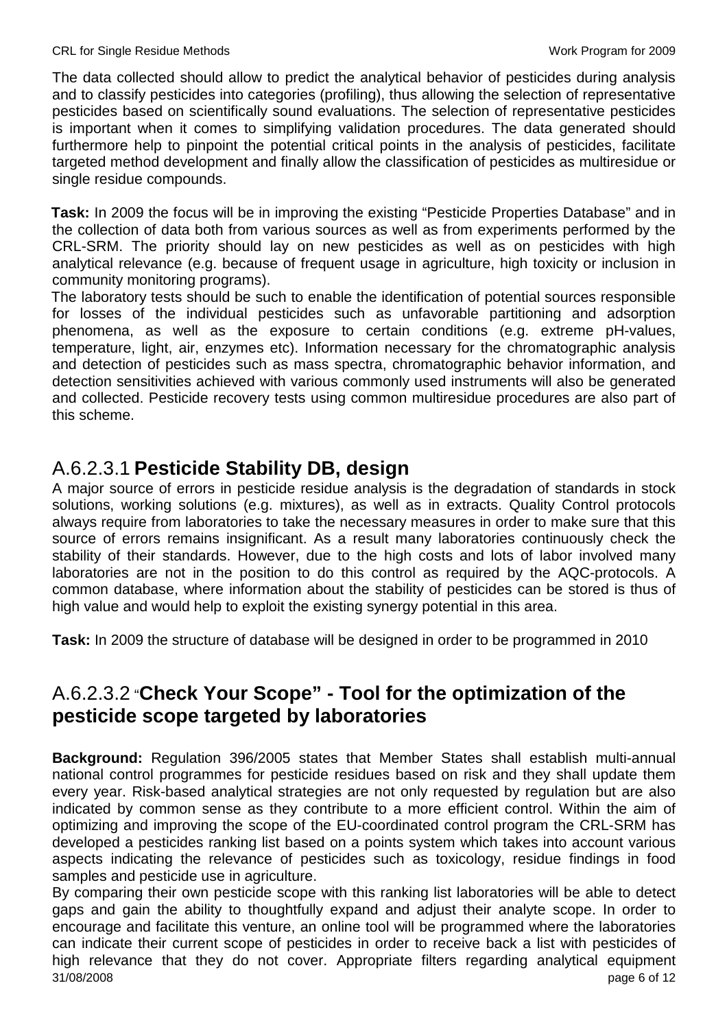The data collected should allow to predict the analytical behavior of pesticides during analysis and to classify pesticides into categories (profiling), thus allowing the selection of representative pesticides based on scientifically sound evaluations. The selection of representative pesticides is important when it comes to simplifying validation procedures. The data generated should furthermore help to pinpoint the potential critical points in the analysis of pesticides, facilitate targeted method development and finally allow the classification of pesticides as multiresidue or single residue compounds.

**Task:** In 2009 the focus will be in improving the existing "Pesticide Properties Database" and in the collection of data both from various sources as well as from experiments performed by the CRL-SRM. The priority should lay on new pesticides as well as on pesticides with high analytical relevance (e.g. because of frequent usage in agriculture, high toxicity or inclusion in community monitoring programs).

The laboratory tests should be such to enable the identification of potential sources responsible for losses of the individual pesticides such as unfavorable partitioning and adsorption phenomena, as well as the exposure to certain conditions (e.g. extreme pH-values, temperature, light, air, enzymes etc). Information necessary for the chromatographic analysis and detection of pesticides such as mass spectra, chromatographic behavior information, and detection sensitivities achieved with various commonly used instruments will also be generated and collected. Pesticide recovery tests using common multiresidue procedures are also part of this scheme.

## A.6.2.3.1 **Pesticide Stability DB, design**

A major source of errors in pesticide residue analysis is the degradation of standards in stock solutions, working solutions (e.g. mixtures), as well as in extracts. Quality Control protocols always require from laboratories to take the necessary measures in order to make sure that this source of errors remains insignificant. As a result many laboratories continuously check the stability of their standards. However, due to the high costs and lots of labor involved many laboratories are not in the position to do this control as required by the AQC-protocols. A common database, where information about the stability of pesticides can be stored is thus of high value and would help to exploit the existing synergy potential in this area.

**Task:** In 2009 the structure of database will be designed in order to be programmed in 2010

## A.6.2.3.2 "**Check Your Scope" - Tool for the optimization of the pesticide scope targeted by laboratories**

**Background:** Regulation 396/2005 states that Member States shall establish multi-annual national control programmes for pesticide residues based on risk and they shall update them every year. Risk-based analytical strategies are not only requested by regulation but are also indicated by common sense as they contribute to a more efficient control. Within the aim of optimizing and improving the scope of the EU-coordinated control program the CRL-SRM has developed a pesticides ranking list based on a points system which takes into account various aspects indicating the relevance of pesticides such as toxicology, residue findings in food samples and pesticide use in agriculture.

By comparing their own pesticide scope with this ranking list laboratories will be able to detect gaps and gain the ability to thoughtfully expand and adjust their analyte scope. In order to encourage and facilitate this venture, an online tool will be programmed where the laboratories can indicate their current scope of pesticides in order to receive back a list with pesticides of high relevance that they do not cover. Appropriate filters regarding analytical equipment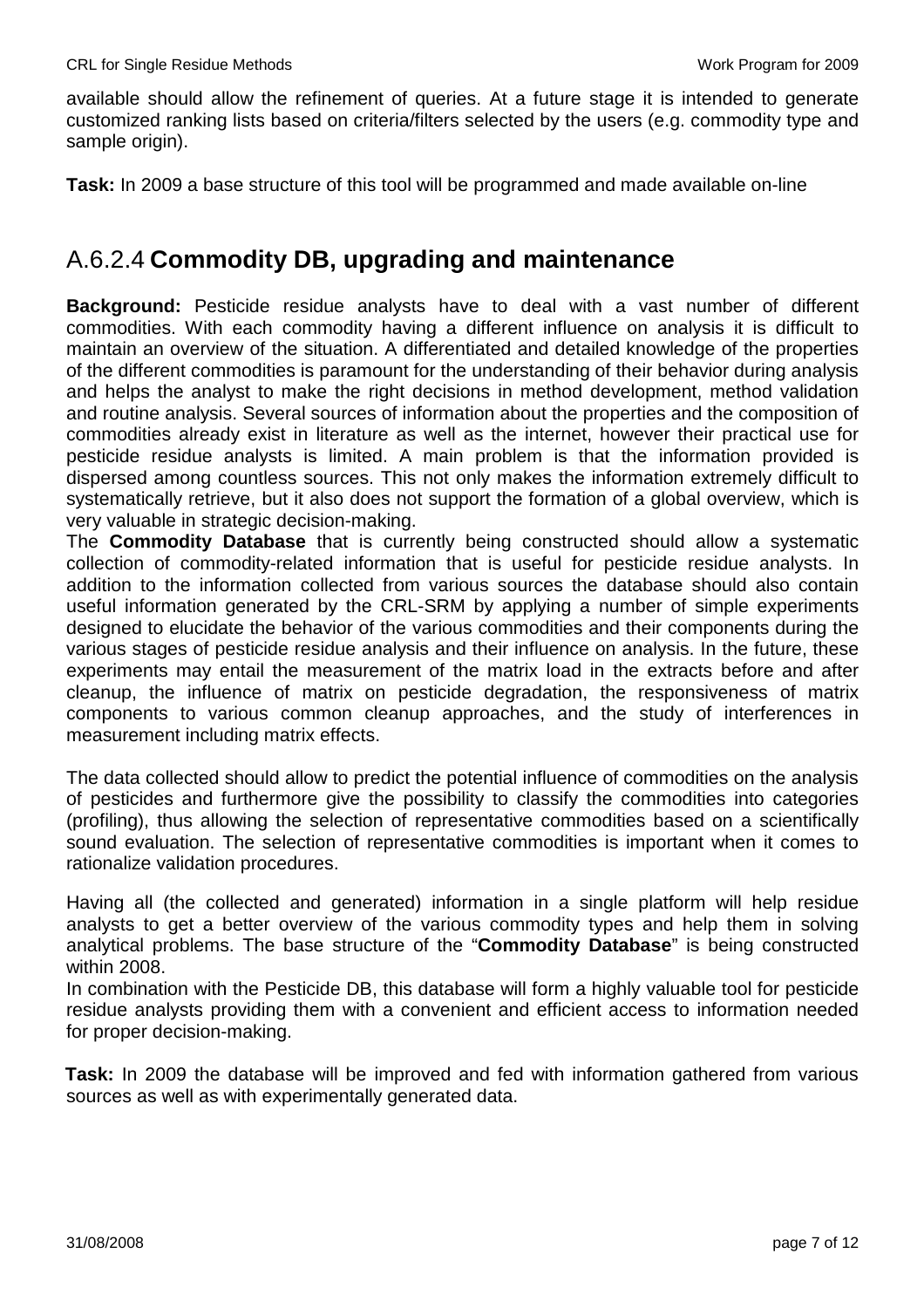available should allow the refinement of queries. At a future stage it is intended to generate customized ranking lists based on criteria/filters selected by the users (e.g. commodity type and sample origin).

**Task:** In 2009 a base structure of this tool will be programmed and made available on-line

## A.6.2.4 **Commodity DB, upgrading and maintenance**

**Background:** Pesticide residue analysts have to deal with a vast number of different commodities. With each commodity having a different influence on analysis it is difficult to maintain an overview of the situation. A differentiated and detailed knowledge of the properties of the different commodities is paramount for the understanding of their behavior during analysis and helps the analyst to make the right decisions in method development, method validation and routine analysis. Several sources of information about the properties and the composition of commodities already exist in literature as well as the internet, however their practical use for pesticide residue analysts is limited. A main problem is that the information provided is dispersed among countless sources. This not only makes the information extremely difficult to systematically retrieve, but it also does not support the formation of a global overview, which is very valuable in strategic decision-making.

The **Commodity Database** that is currently being constructed should allow a systematic collection of commodity-related information that is useful for pesticide residue analysts. In addition to the information collected from various sources the database should also contain useful information generated by the CRL-SRM by applying a number of simple experiments designed to elucidate the behavior of the various commodities and their components during the various stages of pesticide residue analysis and their influence on analysis. In the future, these experiments may entail the measurement of the matrix load in the extracts before and after cleanup, the influence of matrix on pesticide degradation, the responsiveness of matrix components to various common cleanup approaches, and the study of interferences in measurement including matrix effects.

The data collected should allow to predict the potential influence of commodities on the analysis of pesticides and furthermore give the possibility to classify the commodities into categories (profiling), thus allowing the selection of representative commodities based on a scientifically sound evaluation. The selection of representative commodities is important when it comes to rationalize validation procedures.

Having all (the collected and generated) information in a single platform will help residue analysts to get a better overview of the various commodity types and help them in solving analytical problems. The base structure of the "**Commodity Database**" is being constructed within 2008.

In combination with the Pesticide DB, this database will form a highly valuable tool for pesticide residue analysts providing them with a convenient and efficient access to information needed for proper decision-making.

**Task:** In 2009 the database will be improved and fed with information gathered from various sources as well as with experimentally generated data.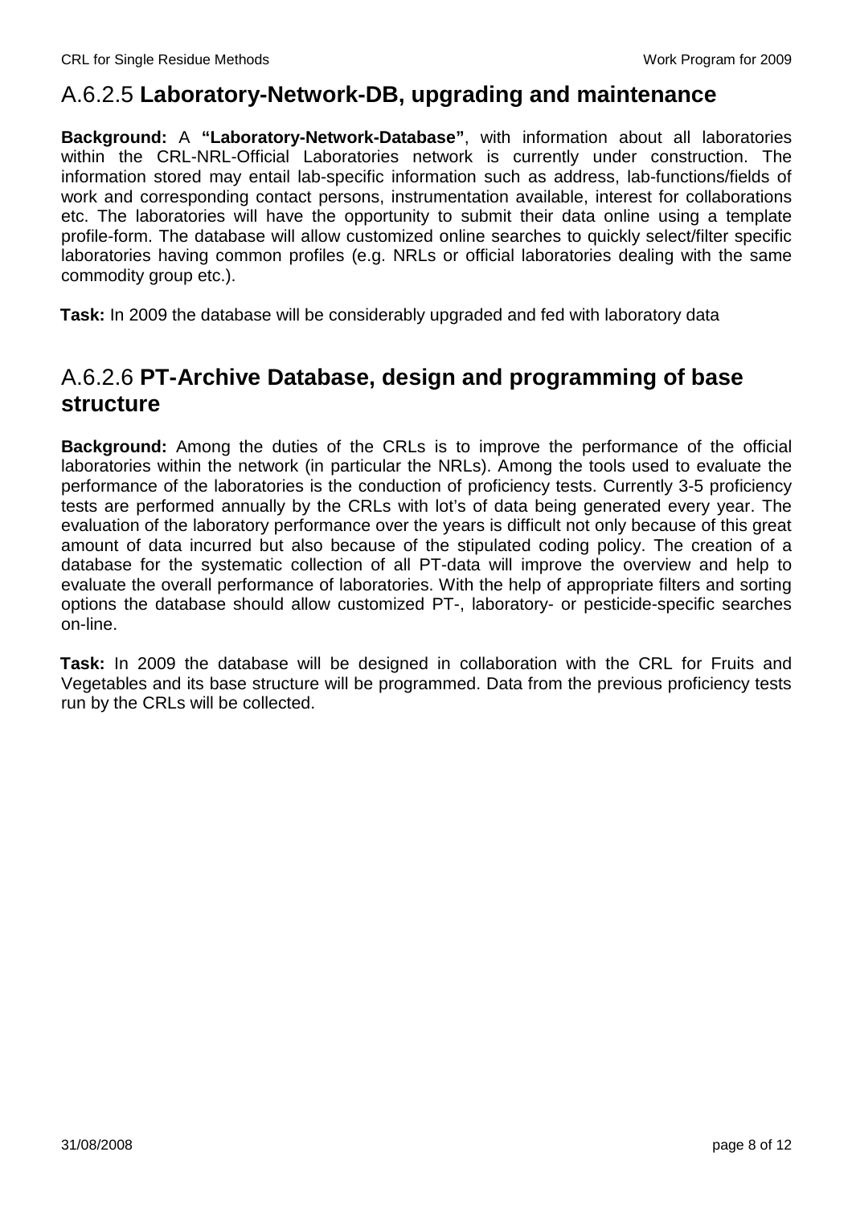## A.6.2.5 **Laboratory-Network-DB, upgrading and maintenance**

**Background:** A **"Laboratory-Network-Database"**, with information about all laboratories within the CRL-NRL-Official Laboratories network is currently under construction. The information stored may entail lab-specific information such as address, lab-functions/fields of work and corresponding contact persons, instrumentation available, interest for collaborations etc. The laboratories will have the opportunity to submit their data online using a template profile-form. The database will allow customized online searches to quickly select/filter specific laboratories having common profiles (e.g. NRLs or official laboratories dealing with the same commodity group etc.).

**Task:** In 2009 the database will be considerably upgraded and fed with laboratory data

## A.6.2.6 **PT-Archive Database, design and programming of base structure**

**Background:** Among the duties of the CRLs is to improve the performance of the official laboratories within the network (in particular the NRLs). Among the tools used to evaluate the performance of the laboratories is the conduction of proficiency tests. Currently 3-5 proficiency tests are performed annually by the CRLs with lot's of data being generated every year. The evaluation of the laboratory performance over the years is difficult not only because of this great amount of data incurred but also because of the stipulated coding policy. The creation of a database for the systematic collection of all PT-data will improve the overview and help to evaluate the overall performance of laboratories. With the help of appropriate filters and sorting options the database should allow customized PT-, laboratory- or pesticide-specific searches on-line.

**Task:** In 2009 the database will be designed in collaboration with the CRL for Fruits and Vegetables and its base structure will be programmed. Data from the previous proficiency tests run by the CRLs will be collected.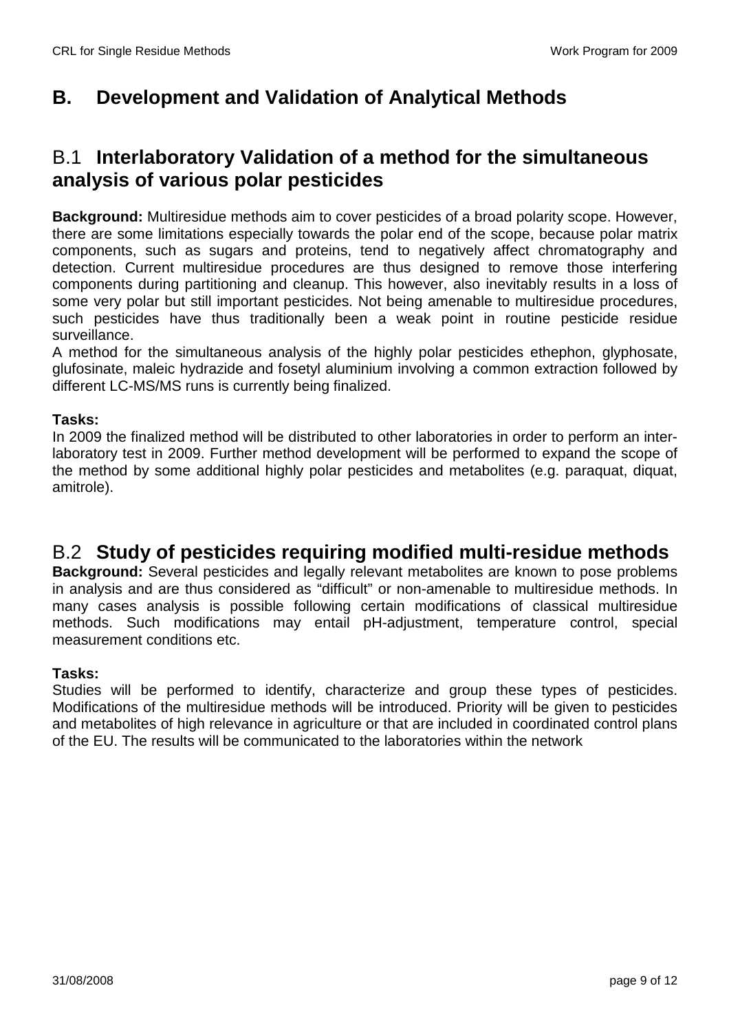# B. Development and Validation of Analytical Methods

## B.1 Interlaboratory Validation of a method for the simultaneous analysis of various polar pesticides

**Background:** Multiresidue methods aim to cover pesticides of a broad polarity scope. However, there are some limitations especially towards the polar end of the scope, because polar matrix components, such as sugars and proteins, tend to negatively affect chromatography and detection. Current multiresidue procedures are thus designed to remove those interfering components during partitioning and cleanup. This however, also inevitably results in a loss of some very polar but still important pesticides. Not being amenable to multiresidue procedures, such pesticides have thus traditionally been a weak point in routine pesticide residue surveillance.

A method for the simultaneous analysis of the highly polar pesticides ethephon, glyphosate, glufosinate, maleic hydrazide and fosetyl aluminium involving a common extraction followed by different LC-MS/MS runs is currently being finalized.

**Tasks:**

In 2009 the finalized method will be distributed to other laboratories in order to perform an inter-laboratory test in 2009. Further method development will be performed to expand the scope of the method by some additional highly polar pesticides and metabolites (e.g. paraquat, diquat, amitrole).

## B.2 Study of pesticides requiring modified multi-residue methods

**Background:** Several pesticides and legally relevant metabolites are known to pose problems in analysis and are thus considered as "difficult" or non-amenable to multiresidue methods. In many cases analysis is possible following certain modifications of classical multiresidue methods. Such modifications may entail pH-adjustment, temperature control, special measurement conditions etc.

**Tasks:**

Studies will be performed to identify, characterize and group these types of pesticides. Modifications of the multiresidue methods will be introduced. Priority will be given to pesticides and metabolites of high relevance in agriculture or that are included in coordinated control plans of the EU. The results will be communicated to the laboratories within the network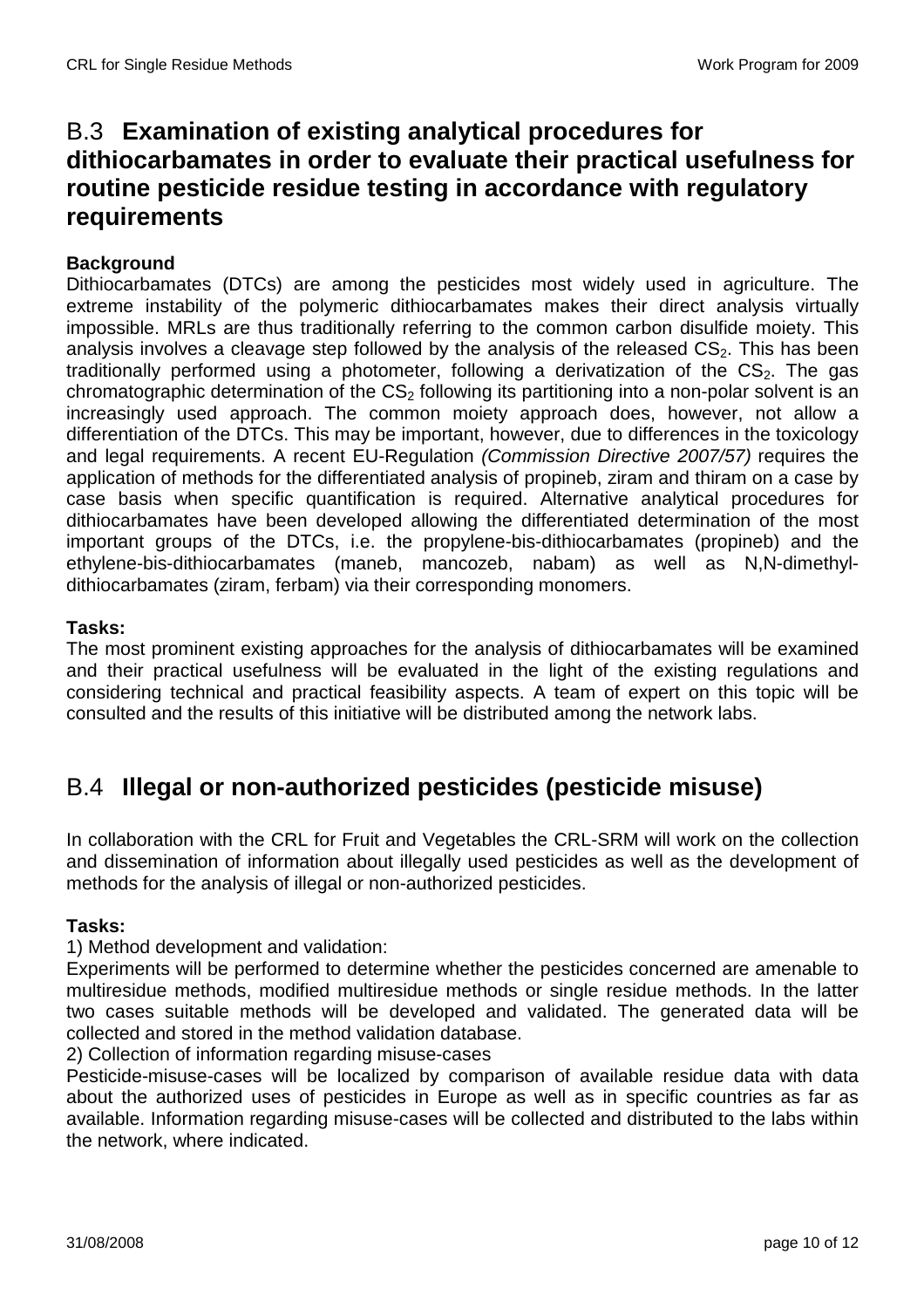## B.3 **Examination of existing analytical procedures for dithiocarbamates in order to evaluate their practical usefulness for routine pesticide residue testing in accordance with regulatory requirements**

**Background**

Dithiocarbamates (DTCs) are among the pesticides most widely used in agriculture. The extreme instability of the polymeric dithiocarbamates makes their direct analysis virtually impossible. MRLs are thus traditionally referring to the common carbon disulfide moiety. This analysis involves a cleavage step followed by the analysis of the released $CS_2$. This has been traditionally performed using a photometer, following a derivatization of the $CS_2$. The gas chromatographic determination of the $CS_2$ following its partitioning into a non-polar solvent is an increasingly used approach. The common moiety approach does, however, not allow a differentiation of the DTCs. This may be important, however, due to differences in the toxicology and legal requirements. A recent EU-Regulation *(Commission Directive 2007/57)* requires the application of methods for the differentiated analysis of propineb, ziram and thiram on a case by case basis when specific quantification is required. Alternative analytical procedures for dithiocarbamates have been developed allowing the differentiated determination of the most important groups of the DTCs, i.e. the propylene-bis-dithiocarbamates (propineb) and the ethylene-bis-dithiocarbamates (maneb, mancozeb, nabam) as well as N,N-dimethyl-dithiocarbamates (ziram, ferbam) via their corresponding monomers.

**Tasks:**

The most prominent existing approaches for the analysis of dithiocarbamates will be examined and their practical usefulness will be evaluated in the light of the existing regulations and considering technical and practical feasibility aspects. A team of expert on this topic will be consulted and the results of this initiative will be distributed among the network labs.

## B.4 **Illegal or non-authorized pesticides (pesticide misuse)**

In collaboration with the CRL for Fruit and Vegetables the CRL-SRM will work on the collection and dissemination of information about illegally used pesticides as well as the development of methods for the analysis of illegal or non-authorized pesticides.

**Tasks:**

1) Method development and validation:
Experiments will be performed to determine whether the pesticides concerned are amenable to multiresidue methods, modified multiresidue methods or single residue methods. In the latter two cases suitable methods will be developed and validated. The generated data will be collected and stored in the method validation database.

2) Collection of information regarding misuse-cases
Pesticide-misuse-cases will be localized by comparison of available residue data with data about the authorized uses of pesticides in Europe as well as in specific countries as far as available. Information regarding misuse-cases will be collected and distributed to the labs within the network, where indicated.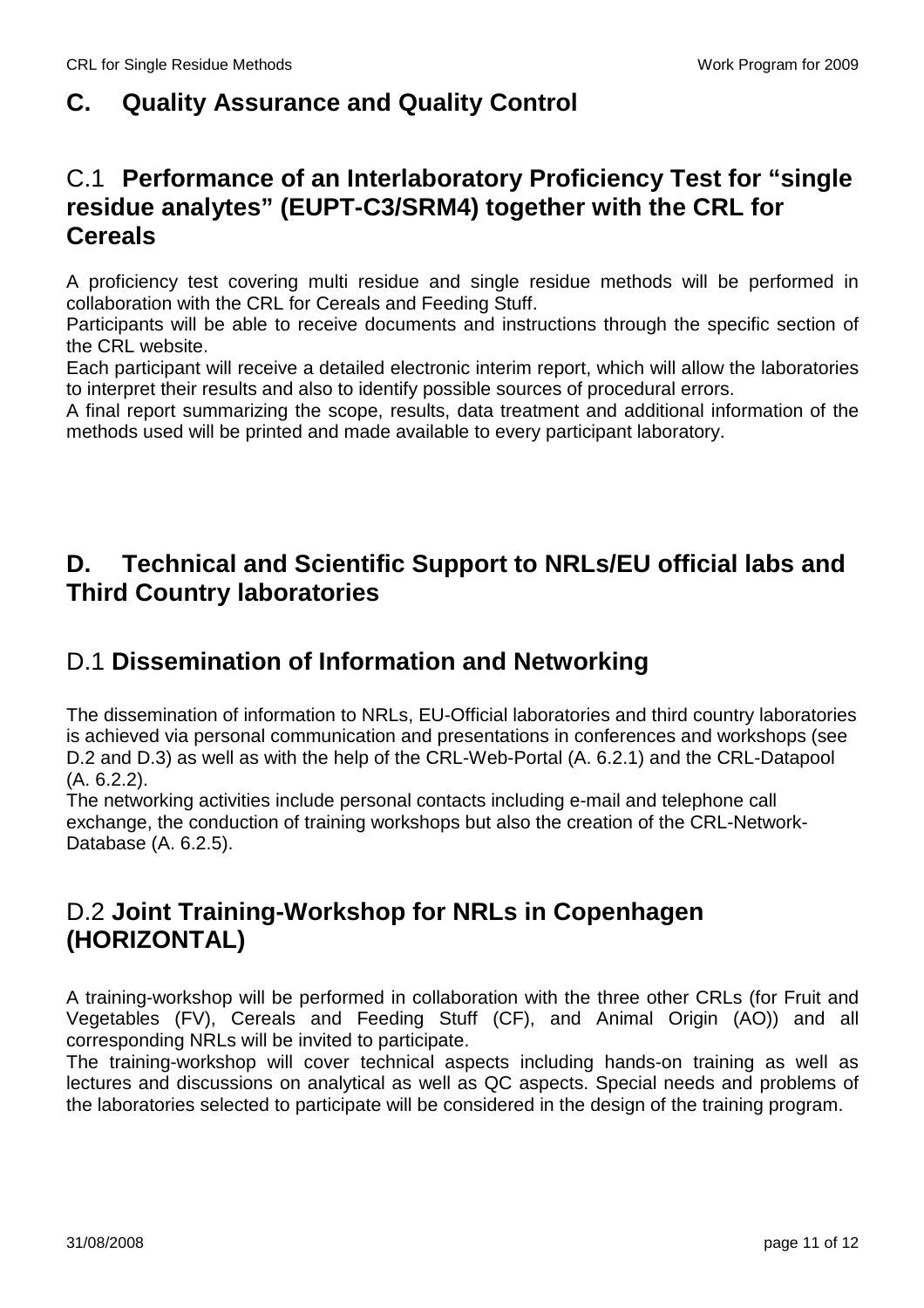# C. Quality Assurance and Quality Control

## C.1 Performance of an Interlaboratory Proficiency Test for "single residue analytes" (EUPT-C3/SRM4) together with the CRL for Cereals

A proficiency test covering multi residue and single residue methods will be performed in collaboration with the CRL for Cereals and Feeding Stuff.
Participants will be able to receive documents and instructions through the specific section of the CRL website.
Each participant will receive a detailed electronic interim report, which will allow the laboratories to interpret their results and also to identify possible sources of procedural errors.
A final report summarizing the scope, results, data treatment and additional information of the methods used will be printed and made available to every participant laboratory.

# D. Technical and Scientific Support to NRLs/EU official labs and Third Country laboratories

## D.1 Dissemination of Information and Networking

The dissemination of information to NRLs, EU-Official laboratories and third country laboratories is achieved via personal communication and presentations in conferences and workshops (see D.2 and D.3) as well as with the help of the CRL-Web-Portal (A. 6.2.1) and the CRL-Datapool (A. 6.2.2).
The networking activities include personal contacts including e-mail and telephone call exchange, the conduction of training workshops but also the creation of the CRL-Network-Database (A. 6.2.5).

## D.2 Joint Training-Workshop for NRLs in Copenhagen (HORIZONTAL)

A training-workshop will be performed in collaboration with the three other CRLs (for Fruit and Vegetables (FV), Cereals and Feeding Stuff (CF), and Animal Origin (AO)) and all corresponding NRLs will be invited to participate.
The training-workshop will cover technical aspects including hands-on training as well as lectures and discussions on analytical as well as QC aspects. Special needs and problems of the laboratories selected to participate will be considered in the design of the training program.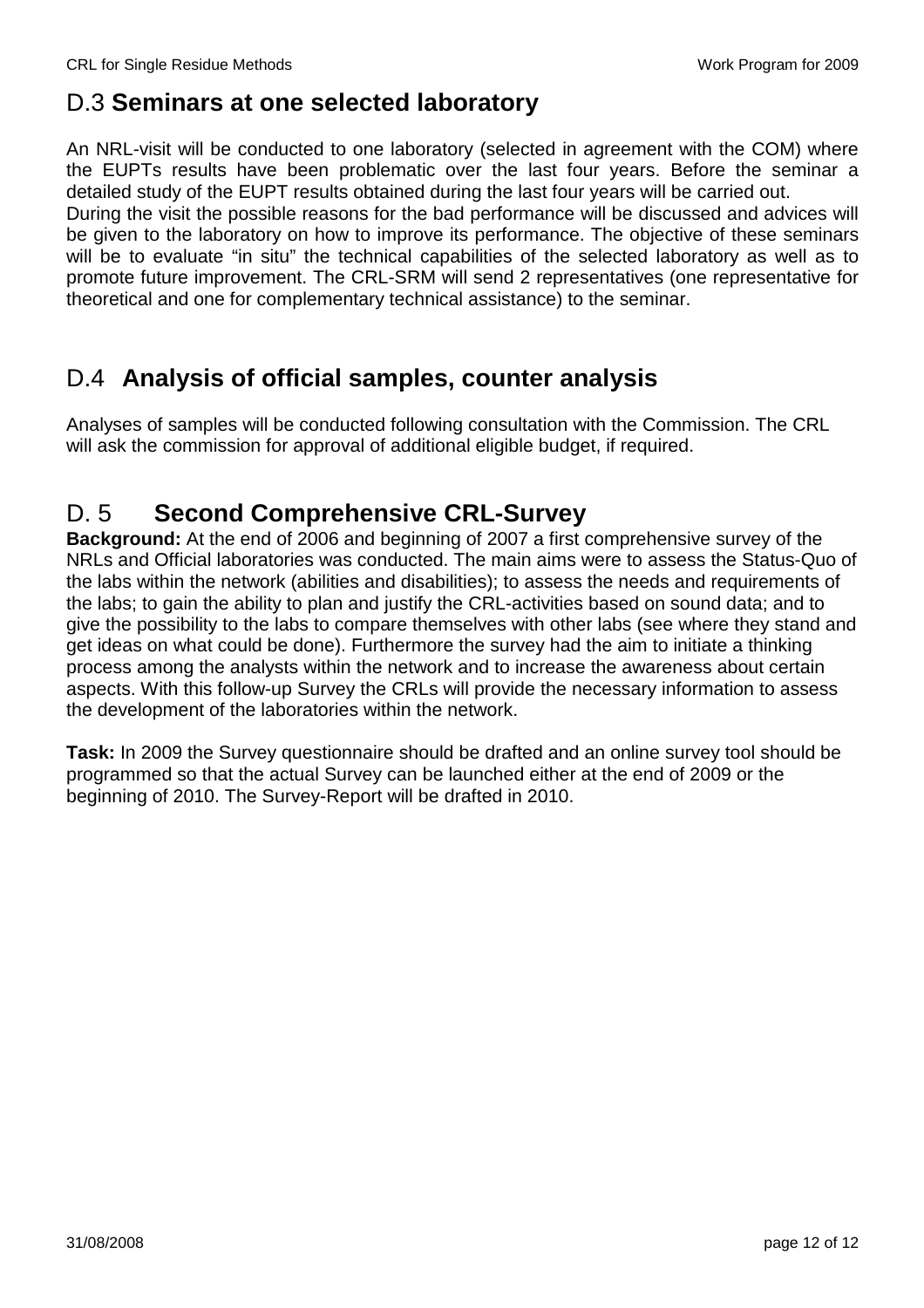## D.3 **Seminars at one selected laboratory**

An NRL-visit will be conducted to one laboratory (selected in agreement with the COM) where the EUPTs results have been problematic over the last four years. Before the seminar a detailed study of the EUPT results obtained during the last four years will be carried out.
During the visit the possible reasons for the bad performance will be discussed and advices will be given to the laboratory on how to improve its performance. The objective of these seminars will be to evaluate "in situ" the technical capabilities of the selected laboratory as well as to promote future improvement. The CRL-SRM will send 2 representatives (one representative for theoretical and one for complementary technical assistance) to the seminar.

## D.4 **Analysis of official samples, counter analysis**

Analyses of samples will be conducted following consultation with the Commission. The CRL will ask the commission for approval of additional eligible budget, if required.

## D. 5 **Second Comprehensive CRL-Survey**

**Background:** At the end of 2006 and beginning of 2007 a first comprehensive survey of the NRLs and Official laboratories was conducted. The main aims were to assess the Status-Quo of the labs within the network (abilities and disabilities); to assess the needs and requirements of the labs; to gain the ability to plan and justify the CRL-activities based on sound data; and to give the possibility to the labs to compare themselves with other labs (see where they stand and get ideas on what could be done). Furthermore the survey had the aim to initiate a thinking process among the analysts within the network and to increase the awareness about certain aspects. With this follow-up Survey the CRLs will provide the necessary information to assess the development of the laboratories within the network.

**Task:** In 2009 the Survey questionnaire should be drafted and an online survey tool should be programmed so that the actual Survey can be launched either at the end of 2009 or the beginning of 2010. The Survey-Report will be drafted in 2010.